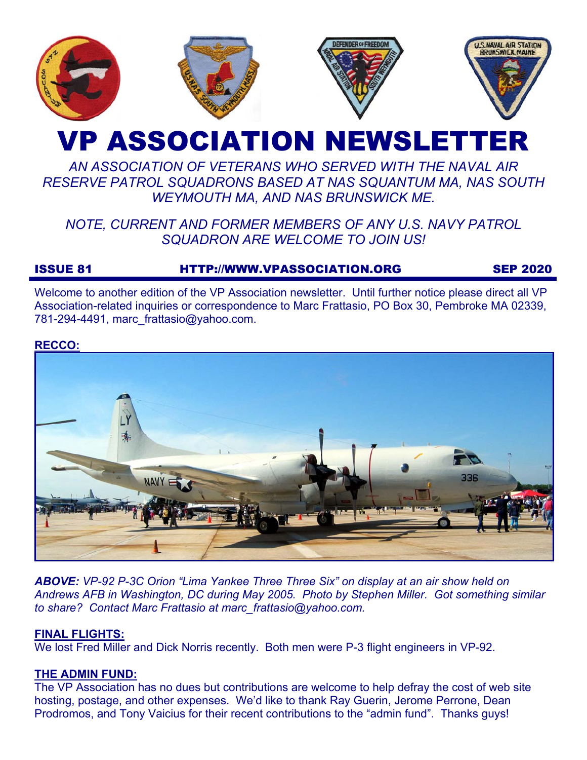# VP ASSOCIATION NEWSLETTER

*AN ASSOCIATION OF VETERANS WHO SERVED WITH THE NAVAL AIR RESERVE PATROL SQUADRONS BASED AT NAS SQUANTUM MA, NAS SOUTH WEYMOUTH MA, AND NAS BRUNSWICK ME.*

*NOTE, CURRENT AND FORMER MEMBERS OF ANY U.S. NAVY PATROL SQUADRON ARE WELCOME TO JOIN US!*

**ISSUE 81** **HTTP://WWW.VPASSOCIATION.ORG** **SEP 2020**

Welcome to another edition of the VP Association newsletter. Until further notice please direct all VP Association-related inquiries or correspondence to Marc Frattasio, PO Box 30, Pembroke MA 02339, 781-294-4491, marc_frattasio@yahoo.com.

## RECCO:

***ABOVE:*** *VP-92 P-3C Orion "Lima Yankee Three Three Six" on display at an air show held on Andrews AFB in Washington, DC during May 2005. Photo by Stephen Miller. Got something similar to share? Contact Marc Frattasio at marc_frattasio@yahoo.com.*

## FINAL FLIGHTS:

We lost Fred Miller and Dick Norris recently. Both men were P-3 flight engineers in VP-92.

## THE ADMIN FUND:

The VP Association has no dues but contributions are welcome to help defray the cost of web site hosting, postage, and other expenses. We'd like to thank Ray Guerin, Jerome Perrone, Dean Prodromos, and Tony Vaicius for their recent contributions to the "admin fund". Thanks guys!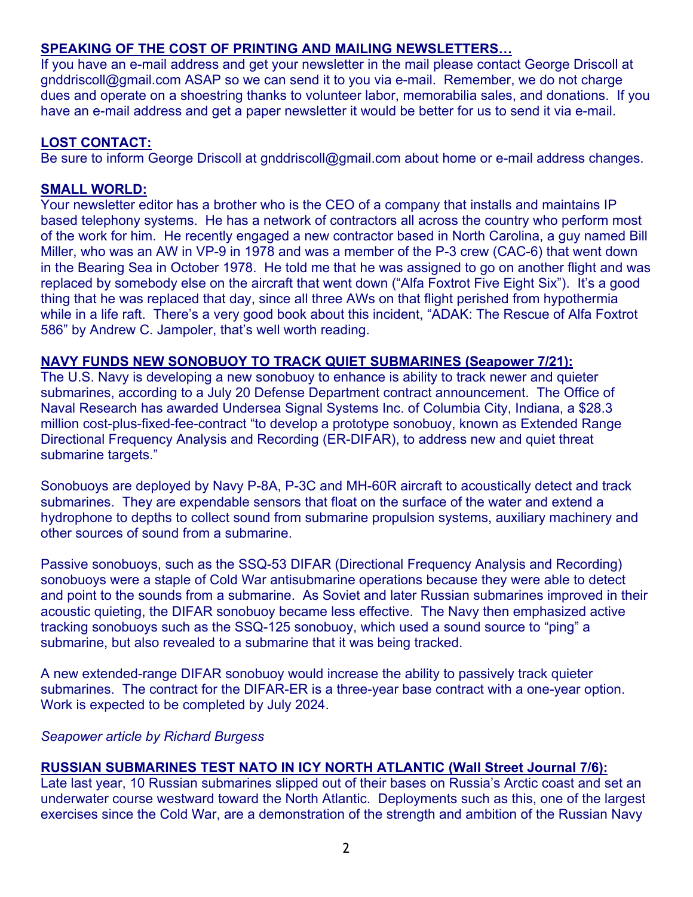**SPEAKING OF THE COST OF PRINTING AND MAILING NEWSLETTERS…**

If you have an e-mail address and get your newsletter in the mail please contact George Driscoll at gnddriscoll@gmail.com ASAP so we can send it to you via e-mail. Remember, we do not charge dues and operate on a shoestring thanks to volunteer labor, memorabilia sales, and donations. If you have an e-mail address and get a paper newsletter it would be better for us to send it via e-mail.

**LOST CONTACT:**

Be sure to inform George Driscoll at gnddriscoll@gmail.com about home or e-mail address changes.

**SMALL WORLD:**

Your newsletter editor has a brother who is the CEO of a company that installs and maintains IP based telephony systems. He has a network of contractors all across the country who perform most of the work for him. He recently engaged a new contractor based in North Carolina, a guy named Bill Miller, who was an AW in VP-9 in 1978 and was a member of the P-3 crew (CAC-6) that went down in the Bearing Sea in October 1978. He told me that he was assigned to go on another flight and was replaced by somebody else on the aircraft that went down ("Alfa Foxtrot Five Eight Six"). It's a good thing that he was replaced that day, since all three AWs on that flight perished from hypothermia while in a life raft. There's a very good book about this incident, "ADAK: The Rescue of Alfa Foxtrot 586" by Andrew C. Jampoler, that's well worth reading.

**NAVY FUNDS NEW SONOBUOY TO TRACK QUIET SUBMARINES (Seapower 7/21):**

The U.S. Navy is developing a new sonobuoy to enhance is ability to track newer and quieter submarines, according to a July 20 Defense Department contract announcement. The Office of Naval Research has awarded Undersea Signal Systems Inc. of Columbia City, Indiana, a $28.3 million cost-plus-fixed-fee-contract "to develop a prototype sonobuoy, known as Extended Range Directional Frequency Analysis and Recording (ER-DIFAR), to address new and quiet threat submarine targets."

Sonobuoys are deployed by Navy P-8A, P-3C and MH-60R aircraft to acoustically detect and track submarines. They are expendable sensors that float on the surface of the water and extend a hydrophone to depths to collect sound from submarine propulsion systems, auxiliary machinery and other sources of sound from a submarine.

Passive sonobuoys, such as the SSQ-53 DIFAR (Directional Frequency Analysis and Recording) sonobuoys were a staple of Cold War antisubmarine operations because they were able to detect and point to the sounds from a submarine. As Soviet and later Russian submarines improved in their acoustic quieting, the DIFAR sonobuoy became less effective. The Navy then emphasized active tracking sonobuoys such as the SSQ-125 sonobuoy, which used a sound source to "ping" a submarine, but also revealed to a submarine that it was being tracked.

A new extended-range DIFAR sonobuoy would increase the ability to passively track quieter submarines. The contract for the DIFAR-ER is a three-year base contract with a one-year option. Work is expected to be completed by July 2024.

*Seapower article by Richard Burgess*

**RUSSIAN SUBMARINES TEST NATO IN ICY NORTH ATLANTIC (Wall Street Journal 7/6):**

Late last year, 10 Russian submarines slipped out of their bases on Russia's Arctic coast and set an underwater course westward toward the North Atlantic. Deployments such as this, one of the largest exercises since the Cold War, are a demonstration of the strength and ambition of the Russian Navy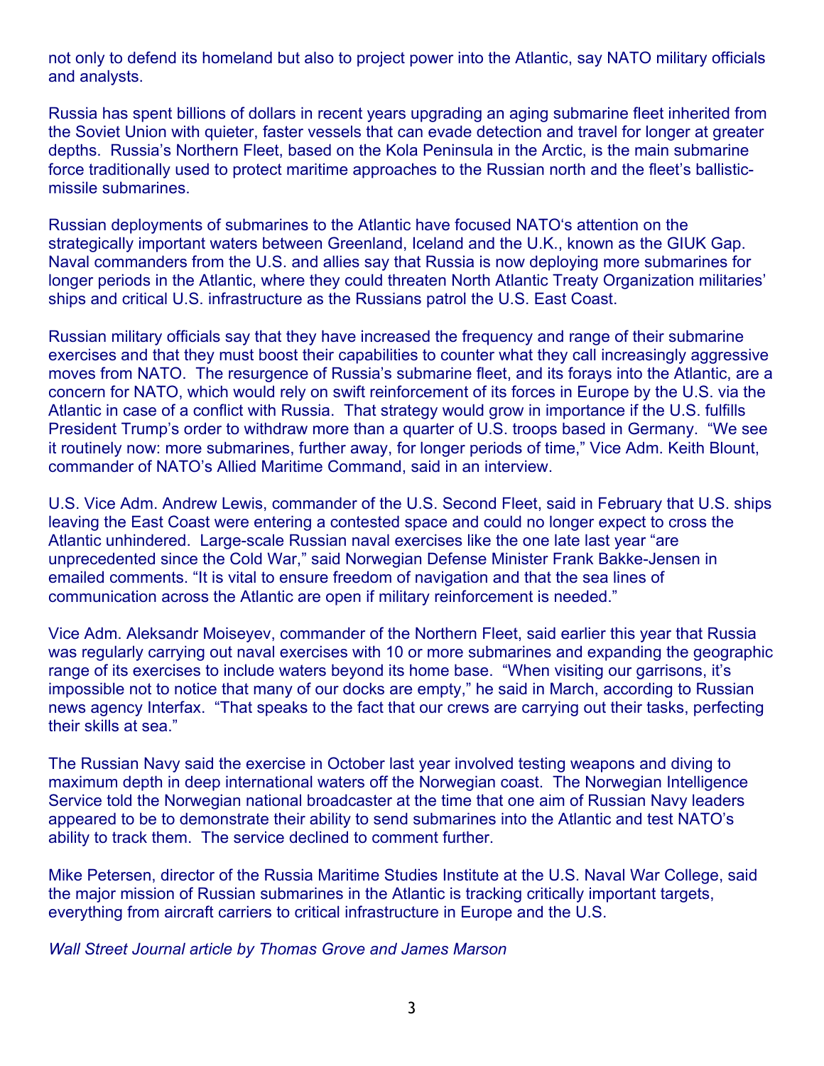not only to defend its homeland but also to project power into the Atlantic, say NATO military officials and analysts.

Russia has spent billions of dollars in recent years upgrading an aging submarine fleet inherited from the Soviet Union with quieter, faster vessels that can evade detection and travel for longer at greater depths. Russia's Northern Fleet, based on the Kola Peninsula in the Arctic, is the main submarine force traditionally used to protect maritime approaches to the Russian north and the fleet's ballistic-missile submarines.

Russian deployments of submarines to the Atlantic have focused NATO's attention on the strategically important waters between Greenland, Iceland and the U.K., known as the GIUK Gap. Naval commanders from the U.S. and allies say that Russia is now deploying more submarines for longer periods in the Atlantic, where they could threaten North Atlantic Treaty Organization militaries' ships and critical U.S. infrastructure as the Russians patrol the U.S. East Coast.

Russian military officials say that they have increased the frequency and range of their submarine exercises and that they must boost their capabilities to counter what they call increasingly aggressive moves from NATO. The resurgence of Russia's submarine fleet, and its forays into the Atlantic, are a concern for NATO, which would rely on swift reinforcement of its forces in Europe by the U.S. via the Atlantic in case of a conflict with Russia. That strategy would grow in importance if the U.S. fulfills President Trump's order to withdraw more than a quarter of U.S. troops based in Germany. "We see it routinely now: more submarines, further away, for longer periods of time," Vice Adm. Keith Blount, commander of NATO's Allied Maritime Command, said in an interview.

U.S. Vice Adm. Andrew Lewis, commander of the U.S. Second Fleet, said in February that U.S. ships leaving the East Coast were entering a contested space and could no longer expect to cross the Atlantic unhindered. Large-scale Russian naval exercises like the one late last year "are unprecedented since the Cold War," said Norwegian Defense Minister Frank Bakke-Jensen in emailed comments. "It is vital to ensure freedom of navigation and that the sea lines of communication across the Atlantic are open if military reinforcement is needed."

Vice Adm. Aleksandr Moiseyev, commander of the Northern Fleet, said earlier this year that Russia was regularly carrying out naval exercises with 10 or more submarines and expanding the geographic range of its exercises to include waters beyond its home base. "When visiting our garrisons, it's impossible not to notice that many of our docks are empty," he said in March, according to Russian news agency Interfax. "That speaks to the fact that our crews are carrying out their tasks, perfecting their skills at sea."

The Russian Navy said the exercise in October last year involved testing weapons and diving to maximum depth in deep international waters off the Norwegian coast. The Norwegian Intelligence Service told the Norwegian national broadcaster at the time that one aim of Russian Navy leaders appeared to be to demonstrate their ability to send submarines into the Atlantic and test NATO's ability to track them. The service declined to comment further.

Mike Petersen, director of the Russia Maritime Studies Institute at the U.S. Naval War College, said the major mission of Russian submarines in the Atlantic is tracking critically important targets, everything from aircraft carriers to critical infrastructure in Europe and the U.S.

*Wall Street Journal article by Thomas Grove and James Marson*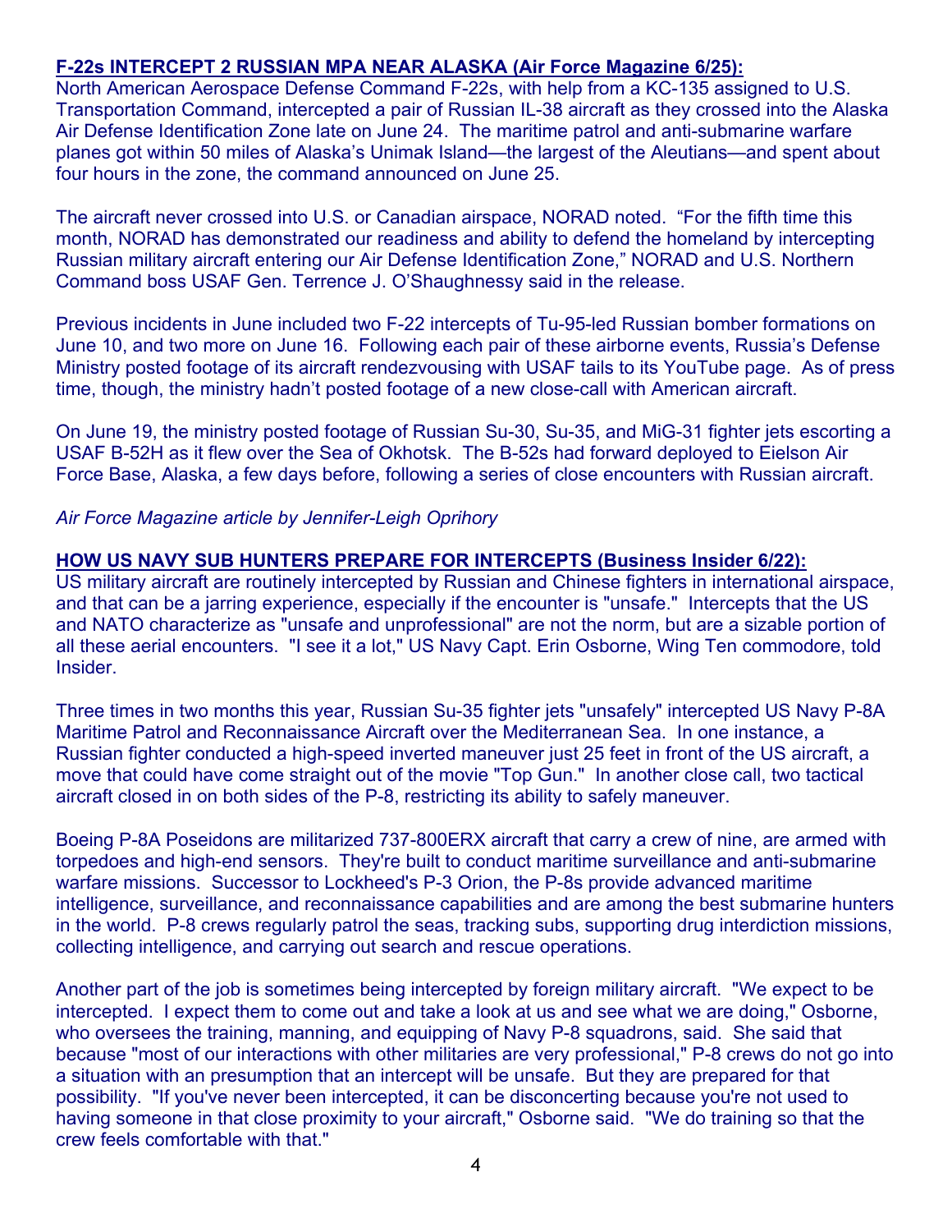**F-22s INTERCEPT 2 RUSSIAN MPA NEAR ALASKA (Air Force Magazine 6/25):**

North American Aerospace Defense Command F-22s, with help from a KC-135 assigned to U.S. Transportation Command, intercepted a pair of Russian IL-38 aircraft as they crossed into the Alaska Air Defense Identification Zone late on June 24. The maritime patrol and anti-submarine warfare planes got within 50 miles of Alaska's Unimak Island—the largest of the Aleutians—and spent about four hours in the zone, the command announced on June 25.

The aircraft never crossed into U.S. or Canadian airspace, NORAD noted. "For the fifth time this month, NORAD has demonstrated our readiness and ability to defend the homeland by intercepting Russian military aircraft entering our Air Defense Identification Zone," NORAD and U.S. Northern Command boss USAF Gen. Terrence J. O'Shaughnessy said in the release.

Previous incidents in June included two F-22 intercepts of Tu-95-led Russian bomber formations on June 10, and two more on June 16. Following each pair of these airborne events, Russia's Defense Ministry posted footage of its aircraft rendezvousing with USAF tails to its YouTube page. As of press time, though, the ministry hadn't posted footage of a new close-call with American aircraft.

On June 19, the ministry posted footage of Russian Su-30, Su-35, and MiG-31 fighter jets escorting a USAF B-52H as it flew over the Sea of Okhotsk. The B-52s had forward deployed to Eielson Air Force Base, Alaska, a few days before, following a series of close encounters with Russian aircraft.

*Air Force Magazine article by Jennifer-Leigh Oprihory*

**HOW US NAVY SUB HUNTERS PREPARE FOR INTERCEPTS (Business Insider 6/22):**

US military aircraft are routinely intercepted by Russian and Chinese fighters in international airspace, and that can be a jarring experience, especially if the encounter is "unsafe." Intercepts that the US and NATO characterize as "unsafe and unprofessional" are not the norm, but are a sizable portion of all these aerial encounters. "I see it a lot," US Navy Capt. Erin Osborne, Wing Ten commodore, told Insider.

Three times in two months this year, Russian Su-35 fighter jets "unsafely" intercepted US Navy P-8A Maritime Patrol and Reconnaissance Aircraft over the Mediterranean Sea. In one instance, a Russian fighter conducted a high-speed inverted maneuver just 25 feet in front of the US aircraft, a move that could have come straight out of the movie "Top Gun." In another close call, two tactical aircraft closed in on both sides of the P-8, restricting its ability to safely maneuver.

Boeing P-8A Poseidons are militarized 737-800ERX aircraft that carry a crew of nine, are armed with torpedoes and high-end sensors. They're built to conduct maritime surveillance and anti-submarine warfare missions. Successor to Lockheed's P-3 Orion, the P-8s provide advanced maritime intelligence, surveillance, and reconnaissance capabilities and are among the best submarine hunters in the world. P-8 crews regularly patrol the seas, tracking subs, supporting drug interdiction missions, collecting intelligence, and carrying out search and rescue operations.

Another part of the job is sometimes being intercepted by foreign military aircraft. "We expect to be intercepted. I expect them to come out and take a look at us and see what we are doing," Osborne, who oversees the training, manning, and equipping of Navy P-8 squadrons, said. She said that because "most of our interactions with other militaries are very professional," P-8 crews do not go into a situation with an presumption that an intercept will be unsafe. But they are prepared for that possibility. "If you've never been intercepted, it can be disconcerting because you're not used to having someone in that close proximity to your aircraft," Osborne said. "We do training so that the crew feels comfortable with that."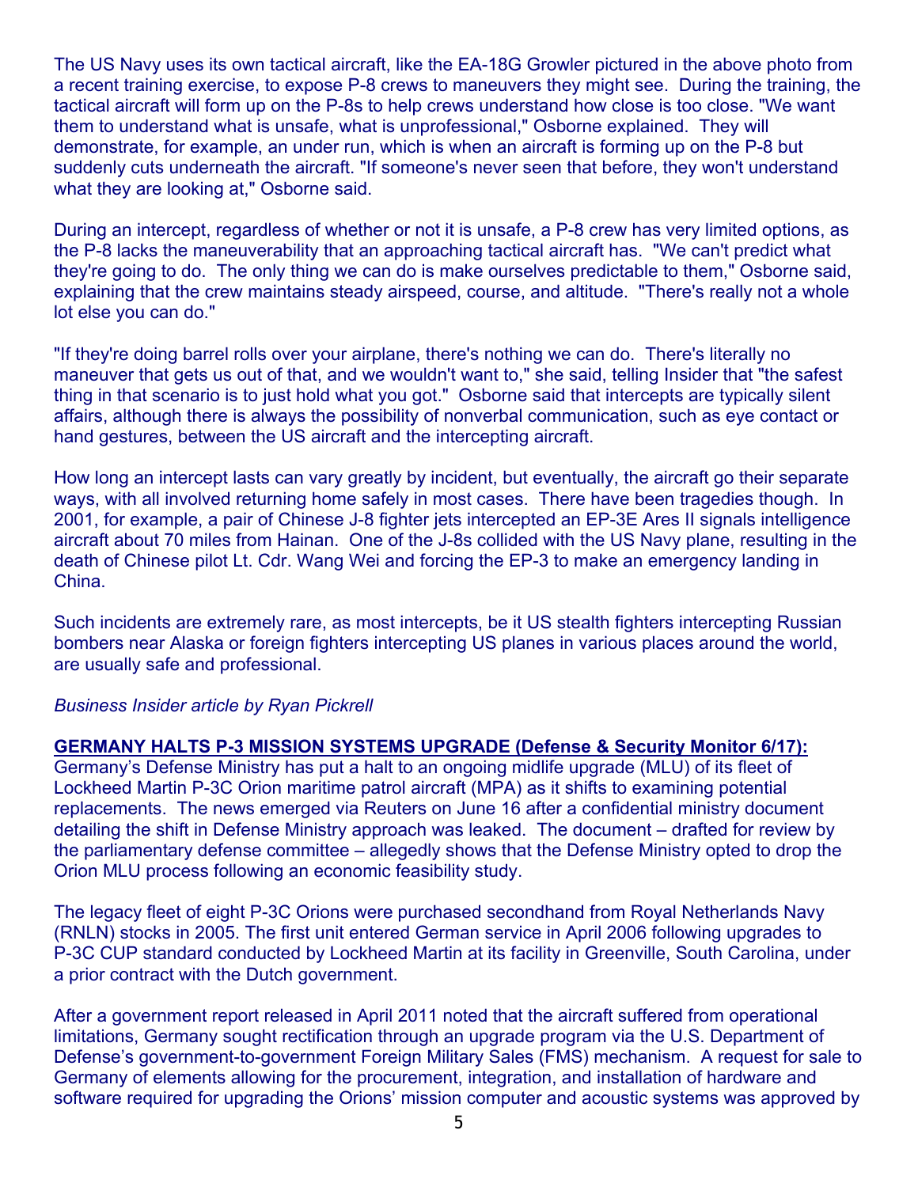The US Navy uses its own tactical aircraft, like the EA-18G Growler pictured in the above photo from a recent training exercise, to expose P-8 crews to maneuvers they might see. During the training, the tactical aircraft will form up on the P-8s to help crews understand how close is too close. "We want them to understand what is unsafe, what is unprofessional," Osborne explained. They will demonstrate, for example, an under run, which is when an aircraft is forming up on the P-8 but suddenly cuts underneath the aircraft. "If someone's never seen that before, they won't understand what they are looking at," Osborne said.

During an intercept, regardless of whether or not it is unsafe, a P-8 crew has very limited options, as the P-8 lacks the maneuverability that an approaching tactical aircraft has. "We can't predict what they're going to do. The only thing we can do is make ourselves predictable to them," Osborne said, explaining that the crew maintains steady airspeed, course, and altitude. "There's really not a whole lot else you can do."

"If they're doing barrel rolls over your airplane, there's nothing we can do. There's literally no maneuver that gets us out of that, and we wouldn't want to," she said, telling Insider that "the safest thing in that scenario is to just hold what you got." Osborne said that intercepts are typically silent affairs, although there is always the possibility of nonverbal communication, such as eye contact or hand gestures, between the US aircraft and the intercepting aircraft.

How long an intercept lasts can vary greatly by incident, but eventually, the aircraft go their separate ways, with all involved returning home safely in most cases. There have been tragedies though. In 2001, for example, a pair of Chinese J-8 fighter jets intercepted an EP-3E Ares II signals intelligence aircraft about 70 miles from Hainan. One of the J-8s collided with the US Navy plane, resulting in the death of Chinese pilot Lt. Cdr. Wang Wei and forcing the EP-3 to make an emergency landing in China.

Such incidents are extremely rare, as most intercepts, be it US stealth fighters intercepting Russian bombers near Alaska or foreign fighters intercepting US planes in various places around the world, are usually safe and professional.

*Business Insider article by Ryan Pickrell*

**GERMANY HALTS P-3 MISSION SYSTEMS UPGRADE (Defense & Security Monitor 6/17):**
Germany's Defense Ministry has put a halt to an ongoing midlife upgrade (MLU) of its fleet of Lockheed Martin P-3C Orion maritime patrol aircraft (MPA) as it shifts to examining potential replacements. The news emerged via Reuters on June 16 after a confidential ministry document detailing the shift in Defense Ministry approach was leaked. The document – drafted for review by the parliamentary defense committee – allegedly shows that the Defense Ministry opted to drop the Orion MLU process following an economic feasibility study.

The legacy fleet of eight P-3C Orions were purchased secondhand from Royal Netherlands Navy (RNLN) stocks in 2005. The first unit entered German service in April 2006 following upgrades to P-3C CUP standard conducted by Lockheed Martin at its facility in Greenville, South Carolina, under a prior contract with the Dutch government.

After a government report released in April 2011 noted that the aircraft suffered from operational limitations, Germany sought rectification through an upgrade program via the U.S. Department of Defense's government-to-government Foreign Military Sales (FMS) mechanism. A request for sale to Germany of elements allowing for the procurement, integration, and installation of hardware and software required for upgrading the Orions' mission computer and acoustic systems was approved by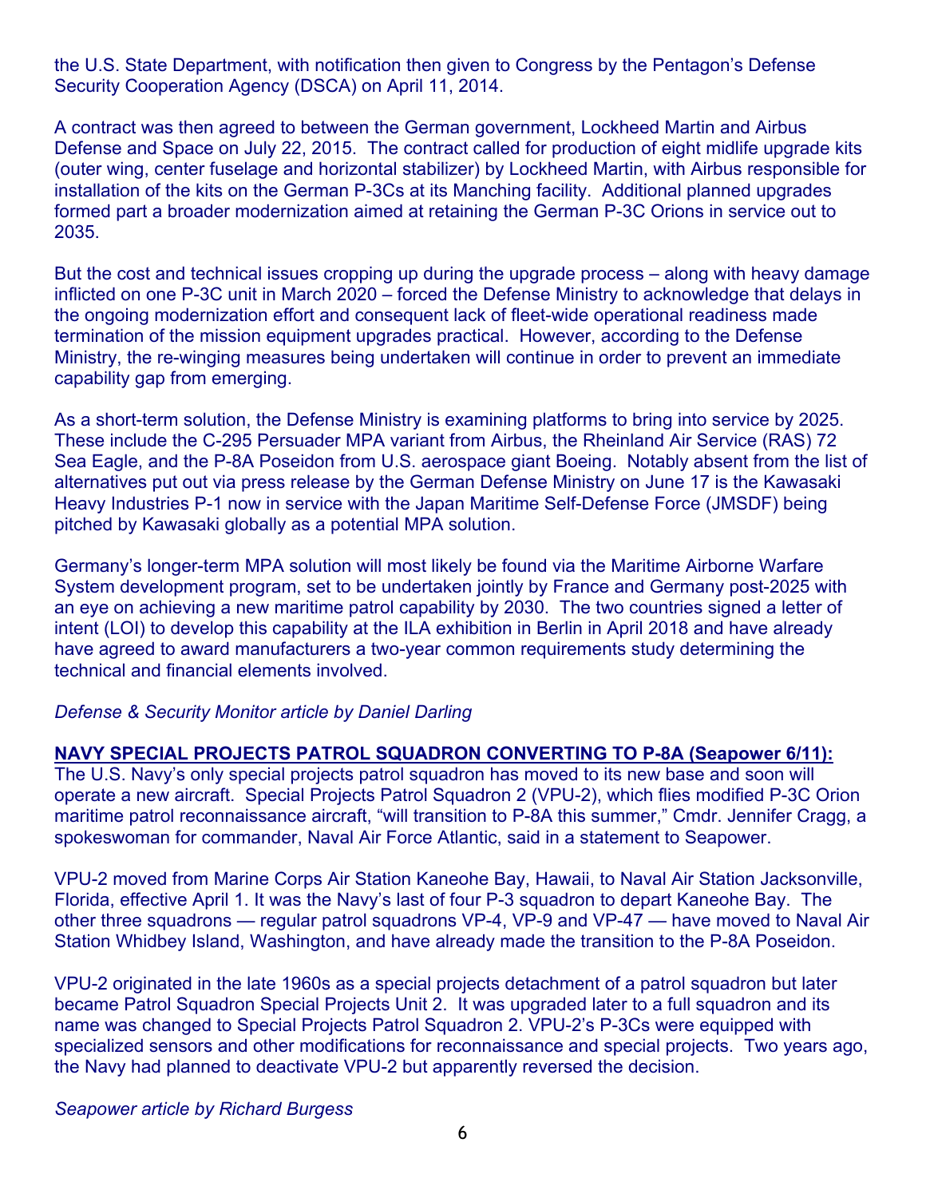the U.S. State Department, with notification then given to Congress by the Pentagon's Defense Security Cooperation Agency (DSCA) on April 11, 2014.

A contract was then agreed to between the German government, Lockheed Martin and Airbus Defense and Space on July 22, 2015. The contract called for production of eight midlife upgrade kits (outer wing, center fuselage and horizontal stabilizer) by Lockheed Martin, with Airbus responsible for installation of the kits on the German P-3Cs at its Manching facility. Additional planned upgrades formed part a broader modernization aimed at retaining the German P-3C Orions in service out to 2035.

But the cost and technical issues cropping up during the upgrade process – along with heavy damage inflicted on one P-3C unit in March 2020 – forced the Defense Ministry to acknowledge that delays in the ongoing modernization effort and consequent lack of fleet-wide operational readiness made termination of the mission equipment upgrades practical. However, according to the Defense Ministry, the re-winging measures being undertaken will continue in order to prevent an immediate capability gap from emerging.

As a short-term solution, the Defense Ministry is examining platforms to bring into service by 2025. These include the C-295 Persuader MPA variant from Airbus, the Rheinland Air Service (RAS) 72 Sea Eagle, and the P-8A Poseidon from U.S. aerospace giant Boeing. Notably absent from the list of alternatives put out via press release by the German Defense Ministry on June 17 is the Kawasaki Heavy Industries P-1 now in service with the Japan Maritime Self-Defense Force (JMSDF) being pitched by Kawasaki globally as a potential MPA solution.

Germany's longer-term MPA solution will most likely be found via the Maritime Airborne Warfare System development program, set to be undertaken jointly by France and Germany post-2025 with an eye on achieving a new maritime patrol capability by 2030. The two countries signed a letter of intent (LOI) to develop this capability at the ILA exhibition in Berlin in April 2018 and have already have agreed to award manufacturers a two-year common requirements study determining the technical and financial elements involved.

*Defense & Security Monitor article by Daniel Darling*

**NAVY SPECIAL PROJECTS PATROL SQUADRON CONVERTING TO P-8A (Seapower 6/11):**
The U.S. Navy's only special projects patrol squadron has moved to its new base and soon will operate a new aircraft. Special Projects Patrol Squadron 2 (VPU-2), which flies modified P-3C Orion maritime patrol reconnaissance aircraft, "will transition to P-8A this summer," Cmdr. Jennifer Cragg, a spokeswoman for commander, Naval Air Force Atlantic, said in a statement to Seapower.

VPU-2 moved from Marine Corps Air Station Kaneohe Bay, Hawaii, to Naval Air Station Jacksonville, Florida, effective April 1. It was the Navy's last of four P-3 squadron to depart Kaneohe Bay. The other three squadrons — regular patrol squadrons VP-4, VP-9 and VP-47 — have moved to Naval Air Station Whidbey Island, Washington, and have already made the transition to the P-8A Poseidon.

VPU-2 originated in the late 1960s as a special projects detachment of a patrol squadron but later became Patrol Squadron Special Projects Unit 2. It was upgraded later to a full squadron and its name was changed to Special Projects Patrol Squadron 2. VPU-2's P-3Cs were equipped with specialized sensors and other modifications for reconnaissance and special projects. Two years ago, the Navy had planned to deactivate VPU-2 but apparently reversed the decision.

*Seapower article by Richard Burgess*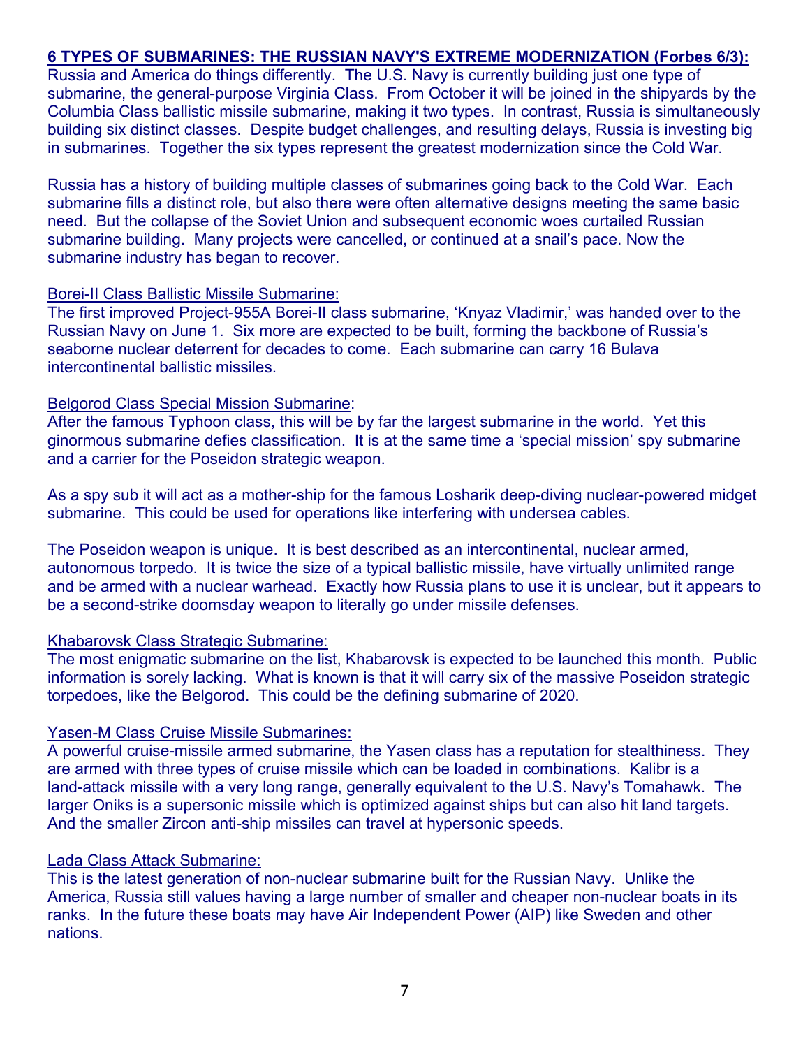**6 TYPES OF SUBMARINES: THE RUSSIAN NAVY'S EXTREME MODERNIZATION (Forbes 6/3):**

Russia and America do things differently. The U.S. Navy is currently building just one type of submarine, the general-purpose Virginia Class. From October it will be joined in the shipyards by the Columbia Class ballistic missile submarine, making it two types. In contrast, Russia is simultaneously building six distinct classes. Despite budget challenges, and resulting delays, Russia is investing big in submarines. Together the six types represent the greatest modernization since the Cold War.

Russia has a history of building multiple classes of submarines going back to the Cold War. Each submarine fills a distinct role, but also there were often alternative designs meeting the same basic need. But the collapse of the Soviet Union and subsequent economic woes curtailed Russian submarine building. Many projects were cancelled, or continued at a snail's pace. Now the submarine industry has began to recover.

Borei-II Class Ballistic Missile Submarine:

The first improved Project-955A Borei-II class submarine, 'Knyaz Vladimir,' was handed over to the Russian Navy on June 1. Six more are expected to be built, forming the backbone of Russia's seaborne nuclear deterrent for decades to come. Each submarine can carry 16 Bulava intercontinental ballistic missiles.

Belgorod Class Special Mission Submarine:

After the famous Typhoon class, this will be by far the largest submarine in the world. Yet this ginormous submarine defies classification. It is at the same time a 'special mission' spy submarine and a carrier for the Poseidon strategic weapon.

As a spy sub it will act as a mother-ship for the famous Losharik deep-diving nuclear-powered midget submarine. This could be used for operations like interfering with undersea cables.

The Poseidon weapon is unique. It is best described as an intercontinental, nuclear armed, autonomous torpedo. It is twice the size of a typical ballistic missile, have virtually unlimited range and be armed with a nuclear warhead. Exactly how Russia plans to use it is unclear, but it appears to be a second-strike doomsday weapon to literally go under missile defenses.

Khabarovsk Class Strategic Submarine:

The most enigmatic submarine on the list, Khabarovsk is expected to be launched this month. Public information is sorely lacking. What is known is that it will carry six of the massive Poseidon strategic torpedoes, like the Belgorod. This could be the defining submarine of 2020.

Yasen-M Class Cruise Missile Submarines:

A powerful cruise-missile armed submarine, the Yasen class has a reputation for stealthiness. They are armed with three types of cruise missile which can be loaded in combinations. Kalibr is a land-attack missile with a very long range, generally equivalent to the U.S. Navy's Tomahawk. The larger Oniks is a supersonic missile which is optimized against ships but can also hit land targets. And the smaller Zircon anti-ship missiles can travel at hypersonic speeds.

Lada Class Attack Submarine:

This is the latest generation of non-nuclear submarine built for the Russian Navy. Unlike the America, Russia still values having a large number of smaller and cheaper non-nuclear boats in its ranks. In the future these boats may have Air Independent Power (AIP) like Sweden and other nations.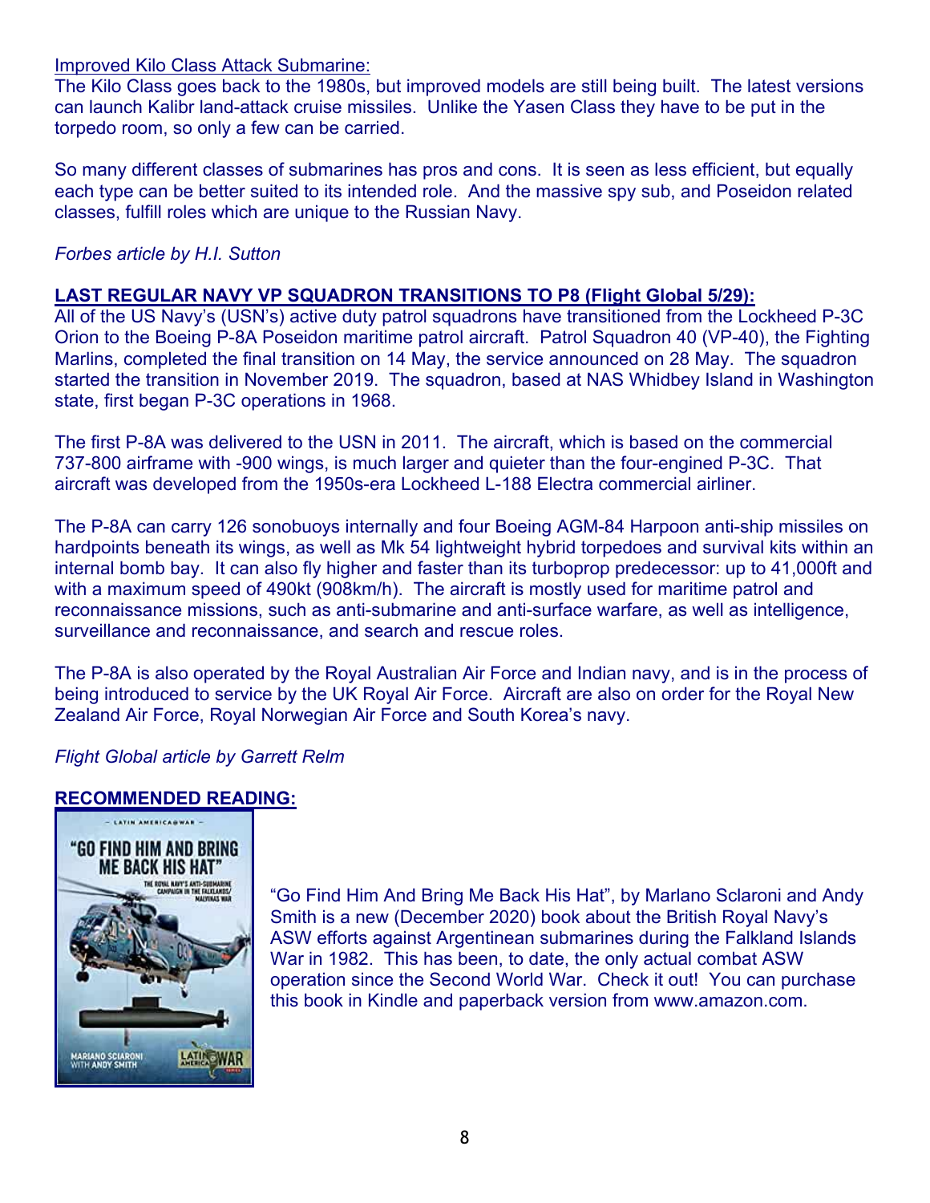Improved Kilo Class Attack Submarine:
The Kilo Class goes back to the 1980s, but improved models are still being built. The latest versions can launch Kalibr land-attack cruise missiles. Unlike the Yasen Class they have to be put in the torpedo room, so only a few can be carried.

So many different classes of submarines has pros and cons. It is seen as less efficient, but equally each type can be better suited to its intended role. And the massive spy sub, and Poseidon related classes, fulfill roles which are unique to the Russian Navy.

*Forbes article by H.I. Sutton*

**LAST REGULAR NAVY VP SQUADRON TRANSITIONS TO P8 (Flight Global 5/29):**
All of the US Navy's (USN's) active duty patrol squadrons have transitioned from the Lockheed P-3C Orion to the Boeing P-8A Poseidon maritime patrol aircraft. Patrol Squadron 40 (VP-40), the Fighting Marlins, completed the final transition on 14 May, the service announced on 28 May. The squadron started the transition in November 2019. The squadron, based at NAS Whidbey Island in Washington state, first began P-3C operations in 1968.

The first P-8A was delivered to the USN in 2011. The aircraft, which is based on the commercial 737-800 airframe with -900 wings, is much larger and quieter than the four-engined P-3C. That aircraft was developed from the 1950s-era Lockheed L-188 Electra commercial airliner.

The P-8A can carry 126 sonobuoys internally and four Boeing AGM-84 Harpoon anti-ship missiles on hardpoints beneath its wings, as well as Mk 54 lightweight hybrid torpedoes and survival kits within an internal bomb bay. It can also fly higher and faster than its turboprop predecessor: up to 41,000ft and with a maximum speed of 490kt (908km/h). The aircraft is mostly used for maritime patrol and reconnaissance missions, such as anti-submarine and anti-surface warfare, as well as intelligence, surveillance and reconnaissance, and search and rescue roles.

The P-8A is also operated by the Royal Australian Air Force and Indian navy, and is in the process of being introduced to service by the UK Royal Air Force. Aircraft are also on order for the Royal New Zealand Air Force, Royal Norwegian Air Force and South Korea's navy.

*Flight Global article by Garrett Relm*

**RECOMMENDED READING:**

"Go Find Him And Bring Me Back His Hat", by Marlano Sclaroni and Andy Smith is a new (December 2020) book about the British Royal Navy's ASW efforts against Argentinean submarines during the Falkland Islands War in 1982. This has been, to date, the only actual combat ASW operation since the Second World War. Check it out! You can purchase this book in Kindle and paperback version from www.amazon.com.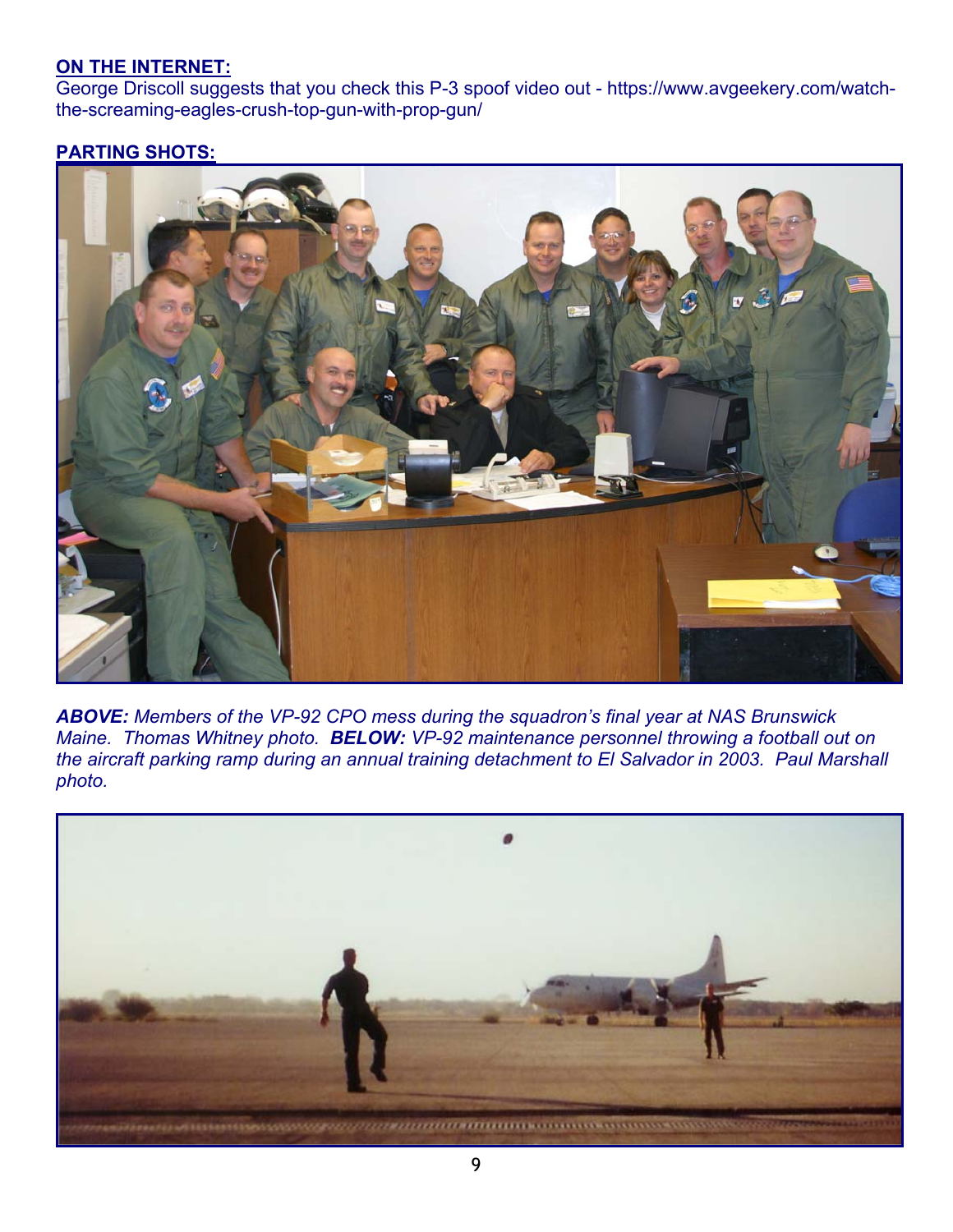**ON THE INTERNET:**

George Driscoll suggests that you check this P-3 spoof video out - https://www.avgeekery.com/watch-the-screaming-eagles-crush-top-gun-with-prop-gun/

**PARTING SHOTS:**

***ABOVE:*** *Members of the VP-92 CPO mess during the squadron's final year at NAS Brunswick Maine. Thomas Whitney photo.* ***BELOW:*** *VP-92 maintenance personnel throwing a football out on the aircraft parking ramp during an annual training detachment to El Salvador in 2003. Paul Marshall photo.*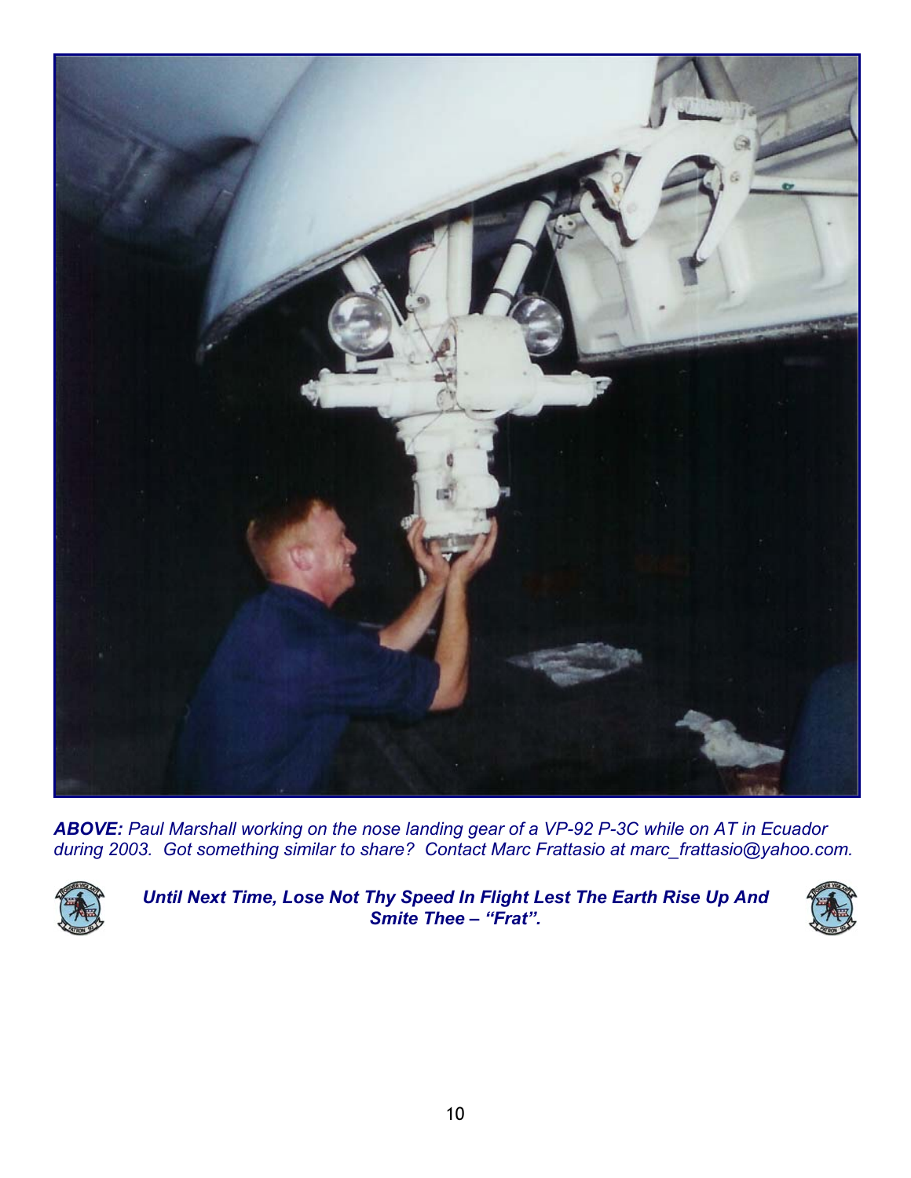***ABOVE:*** *Paul Marshall working on the nose landing gear of a VP-92 P-3C while on AT in Ecuador during 2003. Got something similar to share? Contact Marc Frattasio at marc_frattasio@yahoo.com.*

***Until Next Time, Lose Not Thy Speed In Flight Lest The Earth Rise Up And Smite Thee – "Frat".***